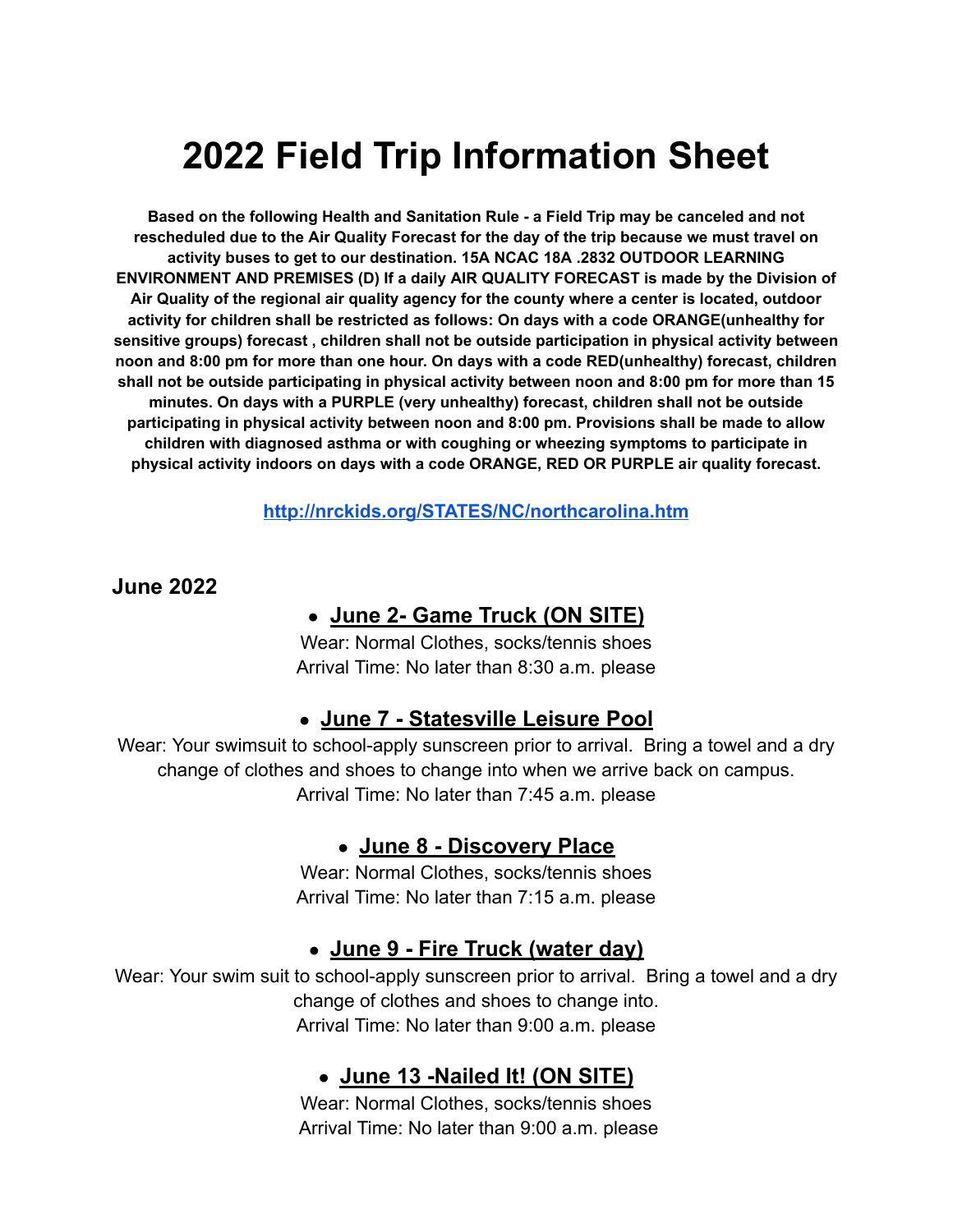# 2022 Field Trip Information Sheet

**Based on the following Health and Sanitation Rule - a Field Trip may be canceled and not rescheduled due to the Air Quality Forecast for the day of the trip because we must travel on activity buses to get to our destination. 15A NCAC 18A .2832 OUTDOOR LEARNING ENVIRONMENT AND PREMISES (D) If a daily AIR QUALITY FORECAST is made by the Division of Air Quality of the regional air quality agency for the county where a center is located, outdoor activity for children shall be restricted as follows: On days with a code ORANGE(unhealthy for sensitive groups) forecast , children shall not be outside participation in physical activity between noon and 8:00 pm for more than one hour. On days with a code RED(unhealthy) forecast, children shall not be outside participating in physical activity between noon and 8:00 pm for more than 15 minutes. On days with a PURPLE (very unhealthy) forecast, children shall not be outside participating in physical activity between noon and 8:00 pm. Provisions shall be made to allow children with diagnosed asthma or with coughing or wheezing symptoms to participate in physical activity indoors on days with a code ORANGE, RED OR PURPLE air quality forecast.**

[http://nrckids.org/STATES/NC/northcarolina.htm](http://nrckids.org/STATES/NC/northcarolina.htm)

## June 2022

- **June 2- Game Truck (ON SITE)**

Wear: Normal Clothes, socks/tennis shoes
Arrival Time: No later than 8:30 a.m. please

- **June 7 - Statesville Leisure Pool**

Wear: Your swimsuit to school-apply sunscreen prior to arrival. Bring a towel and a dry change of clothes and shoes to change into when we arrive back on campus.
Arrival Time: No later than 7:45 a.m. please

- **June 8 - Discovery Place**

Wear: Normal Clothes, socks/tennis shoes
Arrival Time: No later than 7:15 a.m. please

- **June 9 - Fire Truck (water day)**

Wear: Your swim suit to school-apply sunscreen prior to arrival. Bring a towel and a dry change of clothes and shoes to change into.
Arrival Time: No later than 9:00 a.m. please

- **June 13 -Nailed It! (ON SITE)**

Wear: Normal Clothes, socks/tennis shoes
Arrival Time: No later than 9:00 a.m. please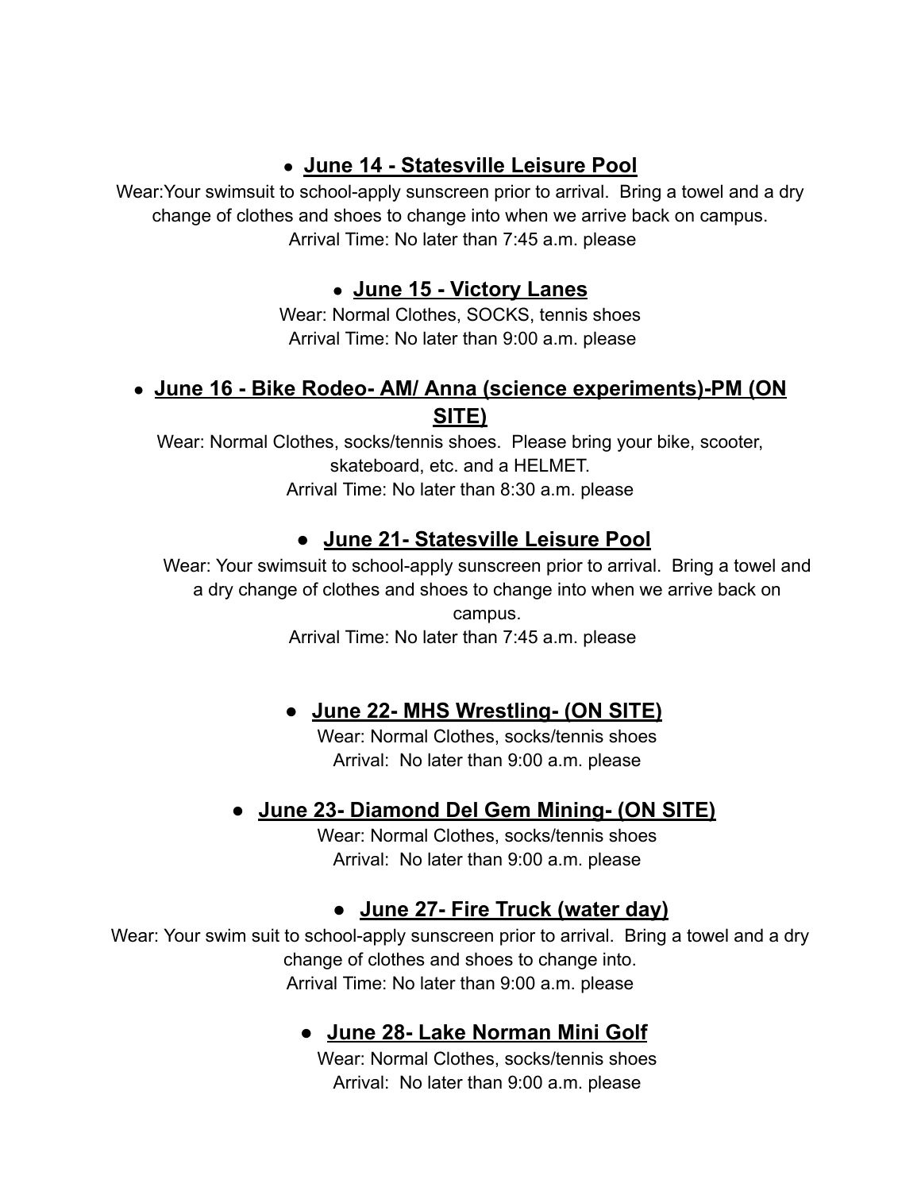- **June 14 - Statesville Leisure Pool**

Wear:Your swimsuit to school-apply sunscreen prior to arrival. Bring a towel and a dry change of clothes and shoes to change into when we arrive back on campus.
Arrival Time: No later than 7:45 a.m. please

- **June 15 - Victory Lanes**

Wear: Normal Clothes, SOCKS, tennis shoes
Arrival Time: No later than 9:00 a.m. please

- **June 16 - Bike Rodeo- AM/ Anna (science experiments)-PM (ON SITE)**

Wear: Normal Clothes, socks/tennis shoes. Please bring your bike, scooter, skateboard, etc. and a HELMET.
Arrival Time: No later than 8:30 a.m. please

- **June 21- Statesville Leisure Pool**

Wear: Your swimsuit to school-apply sunscreen prior to arrival. Bring a towel and a dry change of clothes and shoes to change into when we arrive back on campus.
Arrival Time: No later than 7:45 a.m. please

- **June 22- MHS Wrestling- (ON SITE)**

Wear: Normal Clothes, socks/tennis shoes
Arrival: No later than 9:00 a.m. please

- **June 23- Diamond Del Gem Mining- (ON SITE)**

Wear: Normal Clothes, socks/tennis shoes
Arrival: No later than 9:00 a.m. please

- **June 27- Fire Truck (water day)**

Wear: Your swim suit to school-apply sunscreen prior to arrival. Bring a towel and a dry change of clothes and shoes to change into.
Arrival Time: No later than 9:00 a.m. please

- **June 28- Lake Norman Mini Golf**

Wear: Normal Clothes, socks/tennis shoes
Arrival: No later than 9:00 a.m. please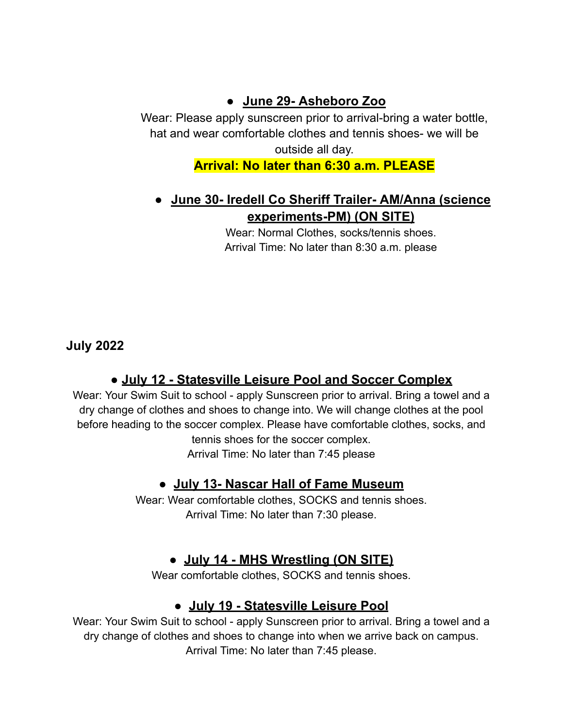- **June 29- Asheboro Zoo**

Wear: Please apply sunscreen prior to arrival-bring a water bottle, hat and wear comfortable clothes and tennis shoes- we will be outside all day.

**Arrival: No later than 6:30 a.m. PLEASE**

- **June 30- Iredell Co Sheriff Trailer- AM/Anna (science experiments-PM) (ON SITE)**

Wear: Normal Clothes, socks/tennis shoes.
Arrival Time: No later than 8:30 a.m. please

**July 2022**

- **July 12 - Statesville Leisure Pool and Soccer Complex**

Wear: Your Swim Suit to school - apply Sunscreen prior to arrival. Bring a towel and a dry change of clothes and shoes to change into. We will change clothes at the pool before heading to the soccer complex. Please have comfortable clothes, socks, and tennis shoes for the soccer complex.
Arrival Time: No later than 7:45 please

- **July 13- Nascar Hall of Fame Museum**

Wear: Wear comfortable clothes, SOCKS and tennis shoes.
Arrival Time: No later than 7:30 please.

- **July 14 - MHS Wrestling (ON SITE)**

Wear comfortable clothes, SOCKS and tennis shoes.

- **July 19 - Statesville Leisure Pool**

Wear: Your Swim Suit to school - apply Sunscreen prior to arrival. Bring a towel and a dry change of clothes and shoes to change into when we arrive back on campus.
Arrival Time: No later than 7:45 please.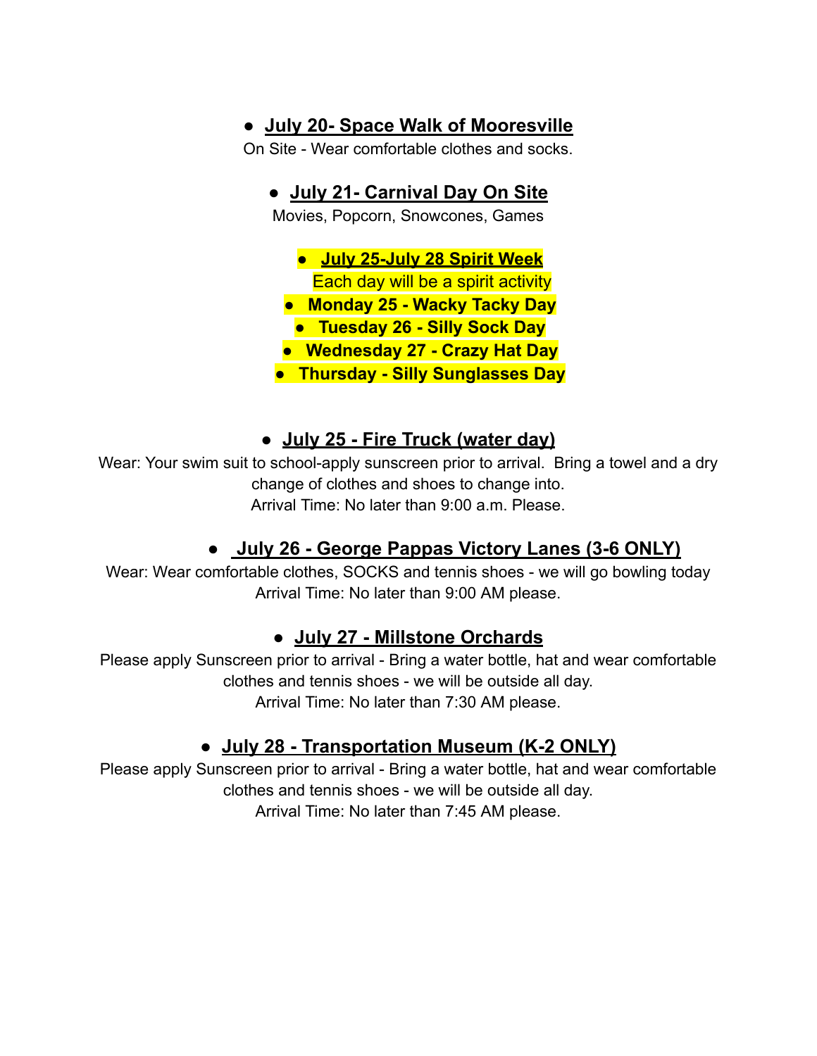- **July 20- Space Walk of Mooresville**

On Site - Wear comfortable clothes and socks.

- **July 21- Carnival Day On Site**

Movies, Popcorn, Snowcones, Games

- **July 25-July 28 Spirit Week**

Each day will be a spirit activity

- **Monday 25 - Wacky Tacky Day**
- **Tuesday 26 - Silly Sock Day**
- **Wednesday 27 - Crazy Hat Day**
- **Thursday - Silly Sunglasses Day**

- **July 25 - Fire Truck (water day)**

Wear: Your swim suit to school-apply sunscreen prior to arrival. Bring a towel and a dry change of clothes and shoes to change into.
Arrival Time: No later than 9:00 a.m. Please.

- **July 26 - George Pappas Victory Lanes (3-6 ONLY)**

Wear: Wear comfortable clothes, SOCKS and tennis shoes - we will go bowling today
Arrival Time: No later than 9:00 AM please.

- **July 27 - Millstone Orchards**

Please apply Sunscreen prior to arrival - Bring a water bottle, hat and wear comfortable clothes and tennis shoes - we will be outside all day.
Arrival Time: No later than 7:30 AM please.

- **July 28 - Transportation Museum (K-2 ONLY)**

Please apply Sunscreen prior to arrival - Bring a water bottle, hat and wear comfortable clothes and tennis shoes - we will be outside all day.
Arrival Time: No later than 7:45 AM please.